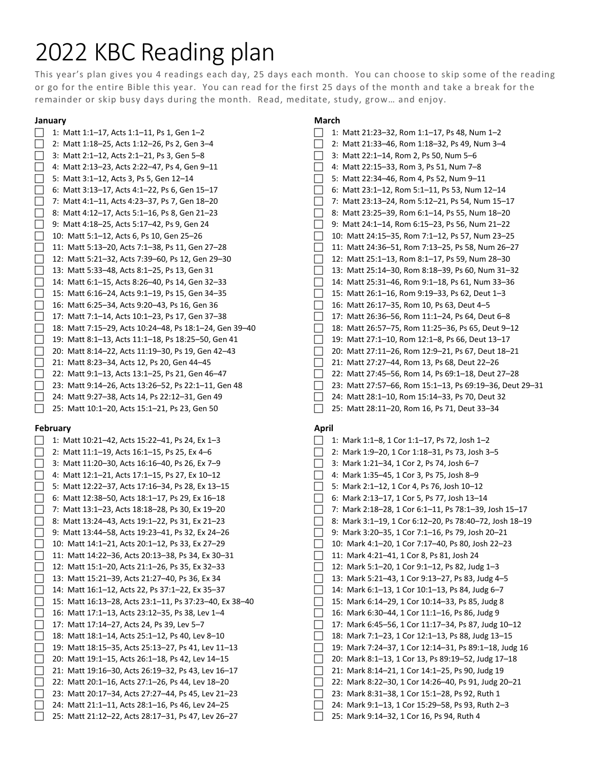# 2022 KBC Reading plan

This year's plan gives you 4 readings each day, 25 days each month. You can choose to skip some of the reading or go for the entire Bible this year. You can read for the first 25 days of the month and take a break for the remainder or skip busy days during the month. Read, meditate, study, grow… and enjoy.

**January**

- [ ] 1: Matt 1:1–17, Acts 1:1–11, Ps 1, Gen 1–2
- [ ] 2: Matt 1:18–25, Acts 1:12–26, Ps 2, Gen 3–4
- [ ] 3: Matt 2:1–12, Acts 2:1–21, Ps 3, Gen 5–8
- [ ] 4: Matt 2:13–23, Acts 2:22–47, Ps 4, Gen 9–11
- [ ] 5: Matt 3:1–12, Acts 3, Ps 5, Gen 12–14
- [ ] 6: Matt 3:13–17, Acts 4:1–22, Ps 6, Gen 15–17
- [ ] 7: Matt 4:1–11, Acts 4:23–37, Ps 7, Gen 18–20
- [ ] 8: Matt 4:12–17, Acts 5:1–16, Ps 8, Gen 21–23
- [ ] 9: Matt 4:18–25, Acts 5:17–42, Ps 9, Gen 24
- [ ] 10: Matt 5:1–12, Acts 6, Ps 10, Gen 25–26
- [ ] 11: Matt 5:13–20, Acts 7:1–38, Ps 11, Gen 27–28
- [ ] 12: Matt 5:21–32, Acts 7:39–60, Ps 12, Gen 29–30
- [ ] 13: Matt 5:33–48, Acts 8:1–25, Ps 13, Gen 31
- [ ] 14: Matt 6:1–15, Acts 8:26–40, Ps 14, Gen 32–33
- [ ] 15: Matt 6:16–24, Acts 9:1–19, Ps 15, Gen 34–35
- [ ] 16: Matt 6:25–34, Acts 9:20–43, Ps 16, Gen 36
- [ ] 17: Matt 7:1–14, Acts 10:1–23, Ps 17, Gen 37–38
- [ ] 18: Matt 7:15–29, Acts 10:24–48, Ps 18:1–24, Gen 39–40
- [ ] 19: Matt 8:1–13, Acts 11:1–18, Ps 18:25–50, Gen 41
- [ ] 20: Matt 8:14–22, Acts 11:19–30, Ps 19, Gen 42–43
- [ ] 21: Matt 8:23–34, Acts 12, Ps 20, Gen 44–45
- [ ] 22: Matt 9:1–13, Acts 13:1–25, Ps 21, Gen 46–47
- [ ] 23: Matt 9:14–26, Acts 13:26–52, Ps 22:1–11, Gen 48
- [ ] 24: Matt 9:27–38, Acts 14, Ps 22:12–31, Gen 49
- [ ] 25: Matt 10:1–20, Acts 15:1–21, Ps 23, Gen 50

**February**

- [ ] 1: Matt 10:21–42, Acts 15:22–41, Ps 24, Ex 1–3
- [ ] 2: Matt 11:1–19, Acts 16:1–15, Ps 25, Ex 4–6
- [ ] 3: Matt 11:20–30, Acts 16:16–40, Ps 26, Ex 7–9
- [ ] 4: Matt 12:1–21, Acts 17:1–15, Ps 27, Ex 10–12
- [ ] 5: Matt 12:22–37, Acts 17:16–34, Ps 28, Ex 13–15
- [ ] 6: Matt 12:38–50, Acts 18:1–17, Ps 29, Ex 16–18
- [ ] 7: Matt 13:1–23, Acts 18:18–28, Ps 30, Ex 19–20
- [ ] 8: Matt 13:24–43, Acts 19:1–22, Ps 31, Ex 21–23
- [ ] 9: Matt 13:44–58, Acts 19:23–41, Ps 32, Ex 24–26
- [ ] 10: Matt 14:1–21, Acts 20:1–12, Ps 33, Ex 27–29
- [ ] 11: Matt 14:22–36, Acts 20:13–38, Ps 34, Ex 30–31
- [ ] 12: Matt 15:1–20, Acts 21:1–26, Ps 35, Ex 32–33
- [ ] 13: Matt 15:21–39, Acts 21:27–40, Ps 36, Ex 34
- [ ] 14: Matt 16:1–12, Acts 22, Ps 37:1–22, Ex 35–37
- [ ] 15: Matt 16:13–28, Acts 23:1–11, Ps 37:23–40, Ex 38–40
- [ ] 16: Matt 17:1–13, Acts 23:12–35, Ps 38, Lev 1–4
- [ ] 17: Matt 17:14–27, Acts 24, Ps 39, Lev 5–7
- [ ] 18: Matt 18:1–14, Acts 25:1–12, Ps 40, Lev 8–10
- [ ] 19: Matt 18:15–35, Acts 25:13–27, Ps 41, Lev 11–13
- [ ] 20: Matt 19:1–15, Acts 26:1–18, Ps 42, Lev 14–15
- [ ] 21: Matt 19:16–30, Acts 26:19–32, Ps 43, Lev 16–17
- [ ] 22: Matt 20:1–16, Acts 27:1–26, Ps 44, Lev 18–20
- [ ] 23: Matt 20:17–34, Acts 27:27–44, Ps 45, Lev 21–23
- [ ] 24: Matt 21:1–11, Acts 28:1–16, Ps 46, Lev 24–25
- [ ] 25: Matt 21:12–22, Acts 28:17–31, Ps 47, Lev 26–27

**March**

- [ ] 1: Matt 21:23–32, Rom 1:1–17, Ps 48, Num 1–2
- [ ] 2: Matt 21:33–46, Rom 1:18–32, Ps 49, Num 3–4
- [ ] 3: Matt 22:1–14, Rom 2, Ps 50, Num 5–6
- [ ] 4: Matt 22:15–33, Rom 3, Ps 51, Num 7–8
- [ ] 5: Matt 22:34–46, Rom 4, Ps 52, Num 9–11
- [ ] 6: Matt 23:1–12, Rom 5:1–11, Ps 53, Num 12–14
- [ ] 7: Matt 23:13–24, Rom 5:12–21, Ps 54, Num 15–17
- [ ] 8: Matt 23:25–39, Rom 6:1–14, Ps 55, Num 18–20
- [ ] 9: Matt 24:1–14, Rom 6:15–23, Ps 56, Num 21–22
- [ ] 10: Matt 24:15–35, Rom 7:1–12, Ps 57, Num 23–25
- [ ] 11: Matt 24:36–51, Rom 7:13–25, Ps 58, Num 26–27
- [ ] 12: Matt 25:1–13, Rom 8:1–17, Ps 59, Num 28–30
- [ ] 13: Matt 25:14–30, Rom 8:18–39, Ps 60, Num 31–32
- [ ] 14: Matt 25:31–46, Rom 9:1–18, Ps 61, Num 33–36
- [ ] 15: Matt 26:1–16, Rom 9:19–33, Ps 62, Deut 1–3
- [ ] 16: Matt 26:17–35, Rom 10, Ps 63, Deut 4–5
- [ ] 17: Matt 26:36–56, Rom 11:1–24, Ps 64, Deut 6–8
- [ ] 18: Matt 26:57–75, Rom 11:25–36, Ps 65, Deut 9–12
- [ ] 19: Matt 27:1–10, Rom 12:1–8, Ps 66, Deut 13–17
- [ ] 20: Matt 27:11–26, Rom 12:9–21, Ps 67, Deut 18–21
- [ ] 21: Matt 27:27–44, Rom 13, Ps 68, Deut 22–26
- [ ] 22: Matt 27:45–56, Rom 14, Ps 69:1–18, Deut 27–28
- [ ] 23: Matt 27:57–66, Rom 15:1–13, Ps 69:19–36, Deut 29–31
- [ ] 24: Matt 28:1–10, Rom 15:14–33, Ps 70, Deut 32
- [ ] 25: Matt 28:11–20, Rom 16, Ps 71, Deut 33–34

**April**

- [ ] 1: Mark 1:1–8, 1 Cor 1:1–17, Ps 72, Josh 1–2
- [ ] 2: Mark 1:9–20, 1 Cor 1:18–31, Ps 73, Josh 3–5
- [ ] 3: Mark 1:21–34, 1 Cor 2, Ps 74, Josh 6–7
- [ ] 4: Mark 1:35–45, 1 Cor 3, Ps 75, Josh 8–9
- [ ] 5: Mark 2:1–12, 1 Cor 4, Ps 76, Josh 10–12
- [ ] 6: Mark 2:13–17, 1 Cor 5, Ps 77, Josh 13–14
- [ ] 7: Mark 2:18–28, 1 Cor 6:1–11, Ps 78:1–39, Josh 15–17
- [ ] 8: Mark 3:1–19, 1 Cor 6:12–20, Ps 78:40–72, Josh 18–19
- [ ] 9: Mark 3:20–35, 1 Cor 7:1–16, Ps 79, Josh 20–21
- [ ] 10: Mark 4:1–20, 1 Cor 7:17–40, Ps 80, Josh 22–23
- [ ] 11: Mark 4:21–41, 1 Cor 8, Ps 81, Josh 24
- [ ] 12: Mark 5:1–20, 1 Cor 9:1–12, Ps 82, Judg 1–3
- [ ] 13: Mark 5:21–43, 1 Cor 9:13–27, Ps 83, Judg 4–5
- [ ] 14: Mark 6:1–13, 1 Cor 10:1–13, Ps 84, Judg 6–7
- [ ] 15: Mark 6:14–29, 1 Cor 10:14–33, Ps 85, Judg 8
- [ ] 16: Mark 6:30–44, 1 Cor 11:1–16, Ps 86, Judg 9
- [ ] 17: Mark 6:45–56, 1 Cor 11:17–34, Ps 87, Judg 10–12
- [ ] 18: Mark 7:1–23, 1 Cor 12:1–13, Ps 88, Judg 13–15
- [ ] 19: Mark 7:24–37, 1 Cor 12:14–31, Ps 89:1–18, Judg 16
- [ ] 20: Mark 8:1–13, 1 Cor 13, Ps 89:19–52, Judg 17–18
- [ ] 21: Mark 8:14–21, 1 Cor 14:1–25, Ps 90, Judg 19
- [ ] 22: Mark 8:22–30, 1 Cor 14:26–40, Ps 91, Judg 20–21
- [ ] 23: Mark 8:31–38, 1 Cor 15:1–28, Ps 92, Ruth 1
- [ ] 24: Mark 9:1–13, 1 Cor 15:29–58, Ps 93, Ruth 2–3
- [ ] 25: Mark 9:14–32, 1 Cor 16, Ps 94, Ruth 4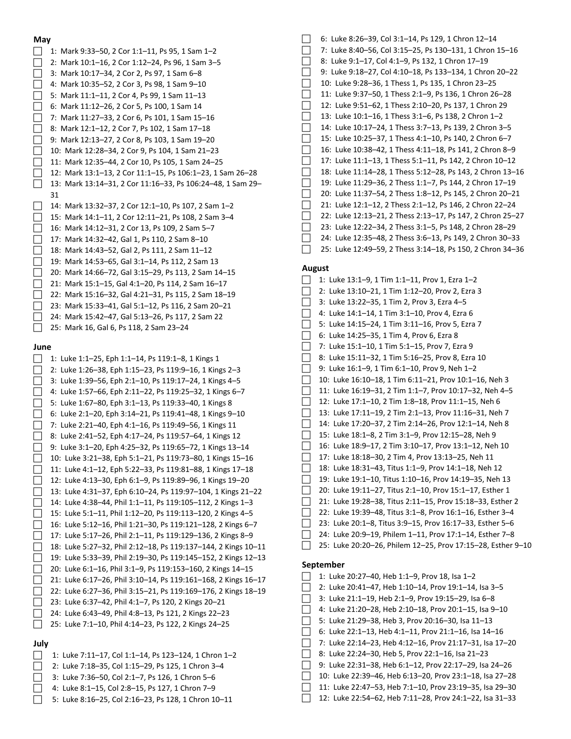## May

- [ ] 1: Mark 9:33–50, 2 Cor 1:1–11, Ps 95, 1 Sam 1–2
- [ ] 2: Mark 10:1–16, 2 Cor 1:12–24, Ps 96, 1 Sam 3–5
- [ ] 3: Mark 10:17–34, 2 Cor 2, Ps 97, 1 Sam 6–8
- [ ] 4: Mark 10:35–52, 2 Cor 3, Ps 98, 1 Sam 9–10
- [ ] 5: Mark 11:1–11, 2 Cor 4, Ps 99, 1 Sam 11–13
- [ ] 6: Mark 11:12–26, 2 Cor 5, Ps 100, 1 Sam 14
- [ ] 7: Mark 11:27–33, 2 Cor 6, Ps 101, 1 Sam 15–16
- [ ] 8: Mark 12:1–12, 2 Cor 7, Ps 102, 1 Sam 17–18
- [ ] 9: Mark 12:13–27, 2 Cor 8, Ps 103, 1 Sam 19–20
- [ ] 10: Mark 12:28–34, 2 Cor 9, Ps 104, 1 Sam 21–23
- [ ] 11: Mark 12:35–44, 2 Cor 10, Ps 105, 1 Sam 24–25
- [ ] 12: Mark 13:1–13, 2 Cor 11:1–15, Ps 106:1–23, 1 Sam 26–28
- [ ] 13: Mark 13:14–31, 2 Cor 11:16–33, Ps 106:24–48, 1 Sam 29–31
- [ ] 14: Mark 13:32–37, 2 Cor 12:1–10, Ps 107, 2 Sam 1–2
- [ ] 15: Mark 14:1–11, 2 Cor 12:11–21, Ps 108, 2 Sam 3–4
- [ ] 16: Mark 14:12–31, 2 Cor 13, Ps 109, 2 Sam 5–7
- [ ] 17: Mark 14:32–42, Gal 1, Ps 110, 2 Sam 8–10
- [ ] 18: Mark 14:43–52, Gal 2, Ps 111, 2 Sam 11–12
- [ ] 19: Mark 14:53–65, Gal 3:1–14, Ps 112, 2 Sam 13
- [ ] 20: Mark 14:66–72, Gal 3:15–29, Ps 113, 2 Sam 14–15
- [ ] 21: Mark 15:1–15, Gal 4:1–20, Ps 114, 2 Sam 16–17
- [ ] 22: Mark 15:16–32, Gal 4:21–31, Ps 115, 2 Sam 18–19
- [ ] 23: Mark 15:33–41, Gal 5:1–12, Ps 116, 2 Sam 20–21
- [ ] 24: Mark 15:42–47, Gal 5:13–26, Ps 117, 2 Sam 22
- [ ] 25: Mark 16, Gal 6, Ps 118, 2 Sam 23–24

## June

- [ ] 1: Luke 1:1–25, Eph 1:1–14, Ps 119:1–8, 1 Kings 1
- [ ] 2: Luke 1:26–38, Eph 1:15–23, Ps 119:9–16, 1 Kings 2–3
- [ ] 3: Luke 1:39–56, Eph 2:1–10, Ps 119:17–24, 1 Kings 4–5
- [ ] 4: Luke 1:57–66, Eph 2:11–22, Ps 119:25–32, 1 Kings 6–7
- [ ] 5: Luke 1:67–80, Eph 3:1–13, Ps 119:33–40, 1 Kings 8
- [ ] 6: Luke 2:1–20, Eph 3:14–21, Ps 119:41–48, 1 Kings 9–10
- [ ] 7: Luke 2:21–40, Eph 4:1–16, Ps 119:49–56, 1 Kings 11
- [ ] 8: Luke 2:41–52, Eph 4:17–24, Ps 119:57–64, 1 Kings 12
- [ ] 9: Luke 3:1–20, Eph 4:25–32, Ps 119:65–72, 1 Kings 13–14
- [ ] 10: Luke 3:21–38, Eph 5:1–21, Ps 119:73–80, 1 Kings 15–16
- [ ] 11: Luke 4:1–12, Eph 5:22–33, Ps 119:81–88, 1 Kings 17–18
- [ ] 12: Luke 4:13–30, Eph 6:1–9, Ps 119:89–96, 1 Kings 19–20
- [ ] 13: Luke 4:31–37, Eph 6:10–24, Ps 119:97–104, 1 Kings 21–22
- [ ] 14: Luke 4:38–44, Phil 1:1–11, Ps 119:105–112, 2 Kings 1–3
- [ ] 15: Luke 5:1–11, Phil 1:12–20, Ps 119:113–120, 2 Kings 4–5
- [ ] 16: Luke 5:12–16, Phil 1:21–30, Ps 119:121–128, 2 Kings 6–7
- [ ] 17: Luke 5:17–26, Phil 2:1–11, Ps 119:129–136, 2 Kings 8–9
- [ ] 18: Luke 5:27–32, Phil 2:12–18, Ps 119:137–144, 2 Kings 10–11
- [ ] 19: Luke 5:33–39, Phil 2:19–30, Ps 119:145–152, 2 Kings 12–13
- [ ] 20: Luke 6:1–16, Phil 3:1–9, Ps 119:153–160, 2 Kings 14–15
- [ ] 21: Luke 6:17–26, Phil 3:10–14, Ps 119:161–168, 2 Kings 16–17
- [ ] 22: Luke 6:27–36, Phil 3:15–21, Ps 119:169–176, 2 Kings 18–19
- [ ] 23: Luke 6:37–42, Phil 4:1–7, Ps 120, 2 Kings 20–21
- [ ] 24: Luke 6:43–49, Phil 4:8–13, Ps 121, 2 Kings 22–23
- [ ] 25: Luke 7:1–10, Phil 4:14–23, Ps 122, 2 Kings 24–25

## July

- [ ] 1: Luke 7:11–17, Col 1:1–14, Ps 123–124, 1 Chron 1–2
- [ ] 2: Luke 7:18–35, Col 1:15–29, Ps 125, 1 Chron 3–4
- [ ] 3: Luke 7:36–50, Col 2:1–7, Ps 126, 1 Chron 5–6
- [ ] 4: Luke 8:1–15, Col 2:8–15, Ps 127, 1 Chron 7–9
- [ ] 5: Luke 8:16–25, Col 2:16–23, Ps 128, 1 Chron 10–11
- [ ] 6: Luke 8:26–39, Col 3:1–14, Ps 129, 1 Chron 12–14
- [ ] 7: Luke 8:40–56, Col 3:15–25, Ps 130–131, 1 Chron 15–16
- [ ] 8: Luke 9:1–17, Col 4:1–9, Ps 132, 1 Chron 17–19
- [ ] 9: Luke 9:18–27, Col 4:10–18, Ps 133–134, 1 Chron 20–22
- [ ] 10: Luke 9:28–36, 1 Thess 1, Ps 135, 1 Chron 23–25
- [ ] 11: Luke 9:37–50, 1 Thess 2:1–9, Ps 136, 1 Chron 26–28
- [ ] 12: Luke 9:51–62, 1 Thess 2:10–20, Ps 137, 1 Chron 29
- [ ] 13: Luke 10:1–16, 1 Thess 3:1–6, Ps 138, 2 Chron 1–2
- [ ] 14: Luke 10:17–24, 1 Thess 3:7–13, Ps 139, 2 Chron 3–5
- [ ] 15: Luke 10:25–37, 1 Thess 4:1–10, Ps 140, 2 Chron 6–7
- [ ] 16: Luke 10:38–42, 1 Thess 4:11–18, Ps 141, 2 Chron 8–9
- [ ] 17: Luke 11:1–13, 1 Thess 5:1–11, Ps 142, 2 Chron 10–12
- [ ] 18: Luke 11:14–28, 1 Thess 5:12–28, Ps 143, 2 Chron 13–16
- [ ] 19: Luke 11:29–36, 2 Thess 1:1–7, Ps 144, 2 Chron 17–19
- [ ] 20: Luke 11:37–54, 2 Thess 1:8–12, Ps 145, 2 Chron 20–21
- [ ] 21: Luke 12:1–12, 2 Thess 2:1–12, Ps 146, 2 Chron 22–24
- [ ] 22: Luke 12:13–21, 2 Thess 2:13–17, Ps 147, 2 Chron 25–27
- [ ] 23: Luke 12:22–34, 2 Thess 3:1–5, Ps 148, 2 Chron 28–29
- [ ] 24: Luke 12:35–48, 2 Thess 3:6–13, Ps 149, 2 Chron 30–33
- [ ] 25: Luke 12:49–59, 2 Thess 3:14–18, Ps 150, 2 Chron 34–36

## August

- [ ] 1: Luke 13:1–9, 1 Tim 1:1–11, Prov 1, Ezra 1–2
- [ ] 2: Luke 13:10–21, 1 Tim 1:12–20, Prov 2, Ezra 3
- [ ] 3: Luke 13:22–35, 1 Tim 2, Prov 3, Ezra 4–5
- [ ] 4: Luke 14:1–14, 1 Tim 3:1–10, Prov 4, Ezra 6
- [ ] 5: Luke 14:15–24, 1 Tim 3:11–16, Prov 5, Ezra 7
- [ ] 6: Luke 14:25–35, 1 Tim 4, Prov 6, Ezra 8
- [ ] 7: Luke 15:1–10, 1 Tim 5:1–15, Prov 7, Ezra 9
- [ ] 8: Luke 15:11–32, 1 Tim 5:16–25, Prov 8, Ezra 10
- [ ] 9: Luke 16:1–9, 1 Tim 6:1–10, Prov 9, Neh 1–2
- [ ] 10: Luke 16:10–18, 1 Tim 6:11–21, Prov 10:1–16, Neh 3
- [ ] 11: Luke 16:19–31, 2 Tim 1:1–7, Prov 10:17–32, Neh 4–5
- [ ] 12: Luke 17:1–10, 2 Tim 1:8–18, Prov 11:1–15, Neh 6
- [ ] 13: Luke 17:11–19, 2 Tim 2:1–13, Prov 11:16–31, Neh 7
- [ ] 14: Luke 17:20–37, 2 Tim 2:14–26, Prov 12:1–14, Neh 8
- [ ] 15: Luke 18:1–8, 2 Tim 3:1–9, Prov 12:15–28, Neh 9
- [ ] 16: Luke 18:9–17, 2 Tim 3:10–17, Prov 13:1–12, Neh 10
- [ ] 17: Luke 18:18–30, 2 Tim 4, Prov 13:13–25, Neh 11
- [ ] 18: Luke 18:31–43, Titus 1:1–9, Prov 14:1–18, Neh 12
- [ ] 19: Luke 19:1–10, Titus 1:10–16, Prov 14:19–35, Neh 13
- [ ] 20: Luke 19:11–27, Titus 2:1–10, Prov 15:1–17, Esther 1
- [ ] 21: Luke 19:28–38, Titus 2:11–15, Prov 15:18–33, Esther 2
- [ ] 22: Luke 19:39–48, Titus 3:1–8, Prov 16:1–16, Esther 3–4
- [ ] 23: Luke 20:1–8, Titus 3:9–15, Prov 16:17–33, Esther 5–6
- [ ] 24: Luke 20:9–19, Philem 1–11, Prov 17:1–14, Esther 7–8
- [ ] 25: Luke 20:20–26, Philem 12–25, Prov 17:15–28, Esther 9–10

## September

- [ ] 1: Luke 20:27–40, Heb 1:1–9, Prov 18, Isa 1–2
- [ ] 2: Luke 20:41–47, Heb 1:10–14, Prov 19:1–14, Isa 3–5
- [ ] 3: Luke 21:1–19, Heb 2:1–9, Prov 19:15–29, Isa 6–8
- [ ] 4: Luke 21:20–28, Heb 2:10–18, Prov 20:1–15, Isa 9–10
- [ ] 5: Luke 21:29–38, Heb 3, Prov 20:16–30, Isa 11–13
- [ ] 6: Luke 22:1–13, Heb 4:1–11, Prov 21:1–16, Isa 14–16
- [ ] 7: Luke 22:14–23, Heb 4:12–16, Prov 21:17–31, Isa 17–20
- [ ] 8: Luke 22:24–30, Heb 5, Prov 22:1–16, Isa 21–23
- [ ] 9: Luke 22:31–38, Heb 6:1–12, Prov 22:17–29, Isa 24–26
- [ ] 10: Luke 22:39–46, Heb 6:13–20, Prov 23:1–18, Isa 27–28
- [ ] 11: Luke 22:47–53, Heb 7:1–10, Prov 23:19–35, Isa 29–30
- [ ] 12: Luke 22:54–62, Heb 7:11–28, Prov 24:1–22, Isa 31–33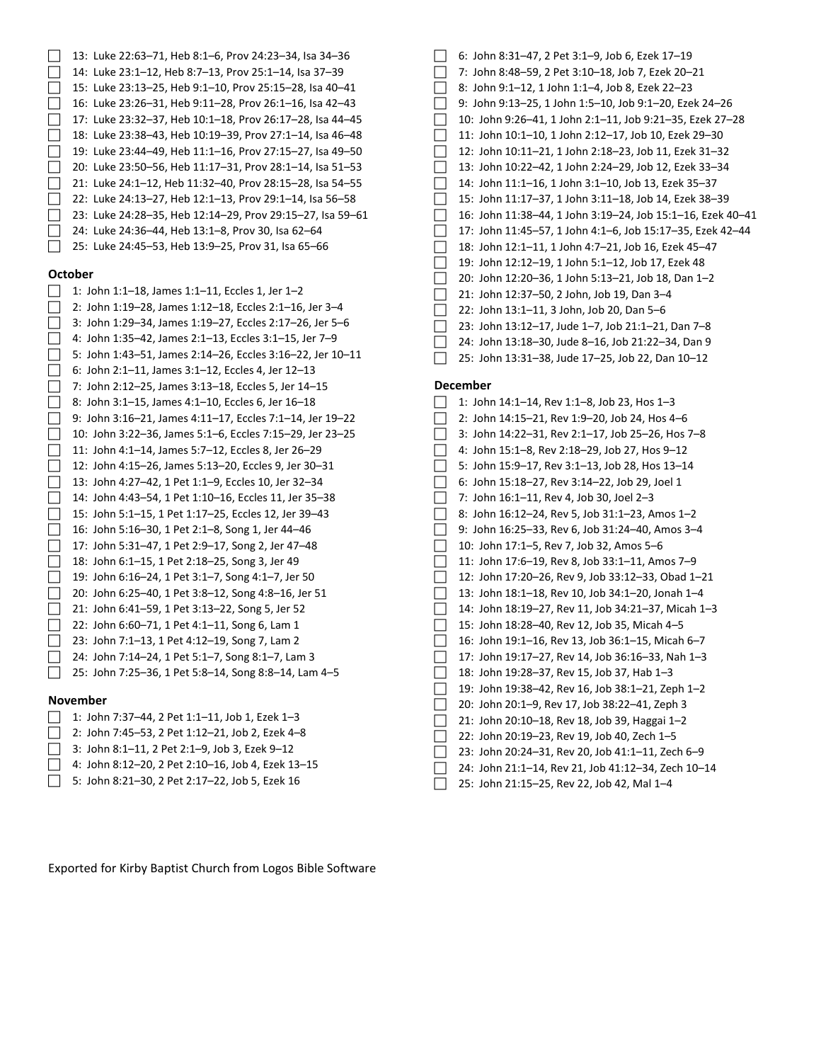- [ ] 13: Luke 22:63–71, Heb 8:1–6, Prov 24:23–34, Isa 34–36
- [ ] 14: Luke 23:1–12, Heb 8:7–13, Prov 25:1–14, Isa 37–39
- [ ] 15: Luke 23:13–25, Heb 9:1–10, Prov 25:15–28, Isa 40–41
- [ ] 16: Luke 23:26–31, Heb 9:11–28, Prov 26:1–16, Isa 42–43
- [ ] 17: Luke 23:32–37, Heb 10:1–18, Prov 26:17–28, Isa 44–45
- [ ] 18: Luke 23:38–43, Heb 10:19–39, Prov 27:1–14, Isa 46–48
- [ ] 19: Luke 23:44–49, Heb 11:1–16, Prov 27:15–27, Isa 49–50
- [ ] 20: Luke 23:50–56, Heb 11:17–31, Prov 28:1–14, Isa 51–53
- [ ] 21: Luke 24:1–12, Heb 11:32–40, Prov 28:15–28, Isa 54–55
- [ ] 22: Luke 24:13–27, Heb 12:1–13, Prov 29:1–14, Isa 56–58
- [ ] 23: Luke 24:28–35, Heb 12:14–29, Prov 29:15–27, Isa 59–61
- [ ] 24: Luke 24:36–44, Heb 13:1–8, Prov 30, Isa 62–64
- [ ] 25: Luke 24:45–53, Heb 13:9–25, Prov 31, Isa 65–66

**October**

- [ ] 1: John 1:1–18, James 1:1–11, Eccles 1, Jer 1–2
- [ ] 2: John 1:19–28, James 1:12–18, Eccles 2:1–16, Jer 3–4
- [ ] 3: John 1:29–34, James 1:19–27, Eccles 2:17–26, Jer 5–6
- [ ] 4: John 1:35–42, James 2:1–13, Eccles 3:1–15, Jer 7–9
- [ ] 5: John 1:43–51, James 2:14–26, Eccles 3:16–22, Jer 10–11
- [ ] 6: John 2:1–11, James 3:1–12, Eccles 4, Jer 12–13
- [ ] 7: John 2:12–25, James 3:13–18, Eccles 5, Jer 14–15
- [ ] 8: John 3:1–15, James 4:1–10, Eccles 6, Jer 16–18
- [ ] 9: John 3:16–21, James 4:11–17, Eccles 7:1–14, Jer 19–22
- [ ] 10: John 3:22–36, James 5:1–6, Eccles 7:15–29, Jer 23–25
- [ ] 11: John 4:1–14, James 5:7–12, Eccles 8, Jer 26–29
- [ ] 12: John 4:15–26, James 5:13–20, Eccles 9, Jer 30–31
- [ ] 13: John 4:27–42, 1 Pet 1:1–9, Eccles 10, Jer 32–34
- [ ] 14: John 4:43–54, 1 Pet 1:10–16, Eccles 11, Jer 35–38
- [ ] 15: John 5:1–15, 1 Pet 1:17–25, Eccles 12, Jer 39–43
- [ ] 16: John 5:16–30, 1 Pet 2:1–8, Song 1, Jer 44–46
- [ ] 17: John 5:31–47, 1 Pet 2:9–17, Song 2, Jer 47–48
- [ ] 18: John 6:1–15, 1 Pet 2:18–25, Song 3, Jer 49
- [ ] 19: John 6:16–24, 1 Pet 3:1–7, Song 4:1–7, Jer 50
- [ ] 20: John 6:25–40, 1 Pet 3:8–12, Song 4:8–16, Jer 51
- [ ] 21: John 6:41–59, 1 Pet 3:13–22, Song 5, Jer 52
- [ ] 22: John 6:60–71, 1 Pet 4:1–11, Song 6, Lam 1
- [ ] 23: John 7:1–13, 1 Pet 4:12–19, Song 7, Lam 2
- [ ] 24: John 7:14–24, 1 Pet 5:1–7, Song 8:1–7, Lam 3
- [ ] 25: John 7:25–36, 1 Pet 5:8–14, Song 8:8–14, Lam 4–5

**November**

- [ ] 1: John 7:37–44, 2 Pet 1:1–11, Job 1, Ezek 1–3
- [ ] 2: John 7:45–53, 2 Pet 1:12–21, Job 2, Ezek 4–8
- [ ] 3: John 8:1–11, 2 Pet 2:1–9, Job 3, Ezek 9–12
- [ ] 4: John 8:12–20, 2 Pet 2:10–16, Job 4, Ezek 13–15
- [ ] 5: John 8:21–30, 2 Pet 2:17–22, Job 5, Ezek 16
- [ ] 6: John 8:31–47, 2 Pet 3:1–9, Job 6, Ezek 17–19
- [ ] 7: John 8:48–59, 2 Pet 3:10–18, Job 7, Ezek 20–21
- [ ] 8: John 9:1–12, 1 John 1:1–4, Job 8, Ezek 22–23
- [ ] 9: John 9:13–25, 1 John 1:5–10, Job 9:1–20, Ezek 24–26
- [ ] 10: John 9:26–41, 1 John 2:1–11, Job 9:21–35, Ezek 27–28
- [ ] 11: John 10:1–10, 1 John 2:12–17, Job 10, Ezek 29–30
- [ ] 12: John 10:11–21, 1 John 2:18–23, Job 11, Ezek 31–32
- [ ] 13: John 10:22–42, 1 John 2:24–29, Job 12, Ezek 33–34
- [ ] 14: John 11:1–16, 1 John 3:1–10, Job 13, Ezek 35–37
- [ ] 15: John 11:17–37, 1 John 3:11–18, Job 14, Ezek 38–39
- [ ] 16: John 11:38–44, 1 John 3:19–24, Job 15:1–16, Ezek 40–41
- [ ] 17: John 11:45–57, 1 John 4:1–6, Job 15:17–35, Ezek 42–44
- [ ] 18: John 12:1–11, 1 John 4:7–21, Job 16, Ezek 45–47
- [ ] 19: John 12:12–19, 1 John 5:1–12, Job 17, Ezek 48
- [ ] 20: John 12:20–36, 1 John 5:13–21, Job 18, Dan 1–2
- [ ] 21: John 12:37–50, 2 John, Job 19, Dan 3–4
- [ ] 22: John 13:1–11, 3 John, Job 20, Dan 5–6
- [ ] 23: John 13:12–17, Jude 1–7, Job 21:1–21, Dan 7–8
- [ ] 24: John 13:18–30, Jude 8–16, Job 21:22–34, Dan 9
- [ ] 25: John 13:31–38, Jude 17–25, Job 22, Dan 10–12

**December**

- [ ] 1: John 14:1–14, Rev 1:1–8, Job 23, Hos 1–3
- [ ] 2: John 14:15–21, Rev 1:9–20, Job 24, Hos 4–6
- [ ] 3: John 14:22–31, Rev 2:1–17, Job 25–26, Hos 7–8
- [ ] 4: John 15:1–8, Rev 2:18–29, Job 27, Hos 9–12
- [ ] 5: John 15:9–17, Rev 3:1–13, Job 28, Hos 13–14
- [ ] 6: John 15:18–27, Rev 3:14–22, Job 29, Joel 1
- [ ] 7: John 16:1–11, Rev 4, Job 30, Joel 2–3
- [ ] 8: John 16:12–24, Rev 5, Job 31:1–23, Amos 1–2
- [ ] 9: John 16:25–33, Rev 6, Job 31:24–40, Amos 3–4
- [ ] 10: John 17:1–5, Rev 7, Job 32, Amos 5–6
- [ ] 11: John 17:6–19, Rev 8, Job 33:1–11, Amos 7–9
- [ ] 12: John 17:20–26, Rev 9, Job 33:12–33, Obad 1–21
- [ ] 13: John 18:1–18, Rev 10, Job 34:1–20, Jonah 1–4
- [ ] 14: John 18:19–27, Rev 11, Job 34:21–37, Micah 1–3
- [ ] 15: John 18:28–40, Rev 12, Job 35, Micah 4–5
- [ ] 16: John 19:1–16, Rev 13, Job 36:1–15, Micah 6–7
- [ ] 17: John 19:17–27, Rev 14, Job 36:16–33, Nah 1–3
- [ ] 18: John 19:28–37, Rev 15, Job 37, Hab 1–3
- [ ] 19: John 19:38–42, Rev 16, Job 38:1–21, Zeph 1–2
- [ ] 20: John 20:1–9, Rev 17, Job 38:22–41, Zeph 3
- [ ] 21: John 20:10–18, Rev 18, Job 39, Haggai 1–2
- [ ] 22: John 20:19–23, Rev 19, Job 40, Zech 1–5
- [ ] 23: John 20:24–31, Rev 20, Job 41:1–11, Zech 6–9
- [ ] 24: John 21:1–14, Rev 21, Job 41:12–34, Zech 10–14
- [ ] 25: John 21:15–25, Rev 22, Job 42, Mal 1–4

Exported for Kirby Baptist Church from Logos Bible Software